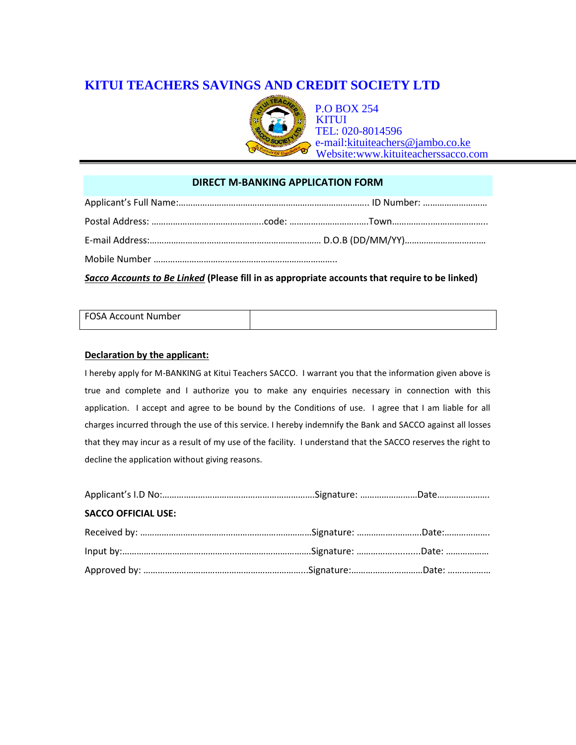# KITUI TEACHERS SAVINGS AND CREDIT SOCIETY LTD

P.O BOX 254
KITUI
TEL: 020-8014596
e-mail:kituiteachers@jambo.co.ke
Website:www.kituiteacherssacco.com

## DIRECT M-BANKING APPLICATION FORM

Applicant's Full Name:……………………………………………………………………... ID Number: ………………………

Postal Address: ………………………………………..code: ………………………….Town……………………………………..

E-mail Address:……………………………………………………………… D.O.B (DD/MM/YY)……………………………

Mobile Number …………………………………………………………………..

***Sacco Accounts to Be Linked*** **(Please fill in as appropriate accounts that require to be linked)**

| FOSA Account Number | |
|---|---|

**Declaration by the applicant:**

I hereby apply for M-BANKING at Kitui Teachers SACCO. I warrant you that the information given above is true and complete and I authorize you to make any enquiries necessary in connection with this application. I accept and agree to be bound by the Conditions of use. I agree that I am liable for all charges incurred through the use of this service. I hereby indemnify the Bank and SACCO against all losses that they may incur as a result of my use of the facility. I understand that the SACCO reserves the right to decline the application without giving reasons.

Applicant's I.D No:……………………………………………………….Signature: ……………………Date………………….

**SACCO OFFICIAL USE:**

Received by: ………………………………………………………………Signature: ………………………Date:……………….

Input by:……………………………………………………………………Signature: ………………..........Date: ………………

Approved by: …………………………………………………………...Signature:………………………..Date: ………………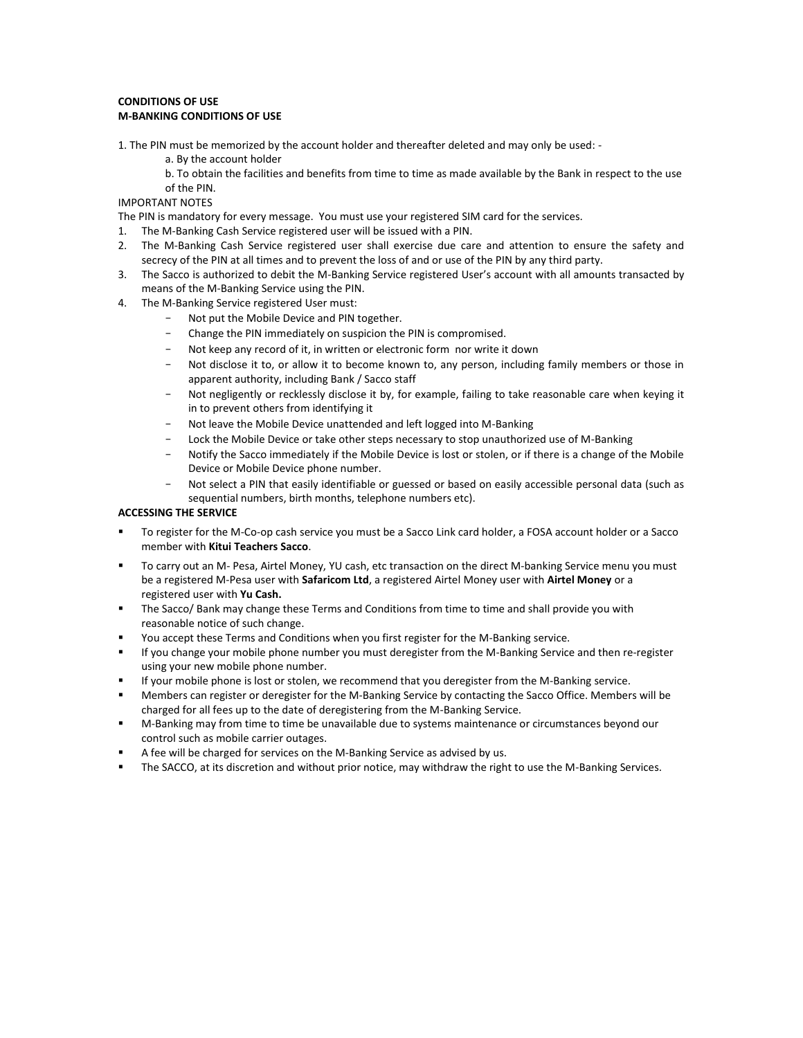**CONDITIONS OF USE**
**M-BANKING CONDITIONS OF USE**

1. The PIN must be memorized by the account holder and thereafter deleted and may only be used: -
   a. By the account holder
   b. To obtain the facilities and benefits from time to time as made available by the Bank in respect to the use of the PIN.

IMPORTANT NOTES

The PIN is mandatory for every message. You must use your registered SIM card for the services.

1. The M-Banking Cash Service registered user will be issued with a PIN.
2. The M-Banking Cash Service registered user shall exercise due care and attention to ensure the safety and secrecy of the PIN at all times and to prevent the loss of and or use of the PIN by any third party.
3. The Sacco is authorized to debit the M-Banking Service registered User's account with all amounts transacted by means of the M-Banking Service using the PIN.
4. The M-Banking Service registered User must:
   - Not put the Mobile Device and PIN together.
   - Change the PIN immediately on suspicion the PIN is compromised.
   - Not keep any record of it, in written or electronic form nor write it down
   - Not disclose it to, or allow it to become known to, any person, including family members or those in apparent authority, including Bank / Sacco staff
   - Not negligently or recklessly disclose it by, for example, failing to take reasonable care when keying it in to prevent others from identifying it
   - Not leave the Mobile Device unattended and left logged into M-Banking
   - Lock the Mobile Device or take other steps necessary to stop unauthorized use of M-Banking
   - Notify the Sacco immediately if the Mobile Device is lost or stolen, or if there is a change of the Mobile Device or Mobile Device phone number.
   - Not select a PIN that easily identifiable or guessed or based on easily accessible personal data (such as sequential numbers, birth months, telephone numbers etc).

**ACCESSING THE SERVICE**

- To register for the M-Co-op cash service you must be a Sacco Link card holder, a FOSA account holder or a Sacco member with **Kitui Teachers Sacco**.
- To carry out an M- Pesa, Airtel Money, YU cash, etc transaction on the direct M-banking Service menu you must be a registered M-Pesa user with **Safaricom Ltd**, a registered Airtel Money user with **Airtel Money** or a registered user with **Yu Cash.**
- The Sacco/ Bank may change these Terms and Conditions from time to time and shall provide you with reasonable notice of such change.
- You accept these Terms and Conditions when you first register for the M-Banking service.
- If you change your mobile phone number you must deregister from the M-Banking Service and then re-register using your new mobile phone number.
- If your mobile phone is lost or stolen, we recommend that you deregister from the M-Banking service.
- Members can register or deregister for the M-Banking Service by contacting the Sacco Office. Members will be charged for all fees up to the date of deregistering from the M-Banking Service.
- M-Banking may from time to time be unavailable due to systems maintenance or circumstances beyond our control such as mobile carrier outages.
- A fee will be charged for services on the M-Banking Service as advised by us.
- The SACCO, at its discretion and without prior notice, may withdraw the right to use the M-Banking Services.